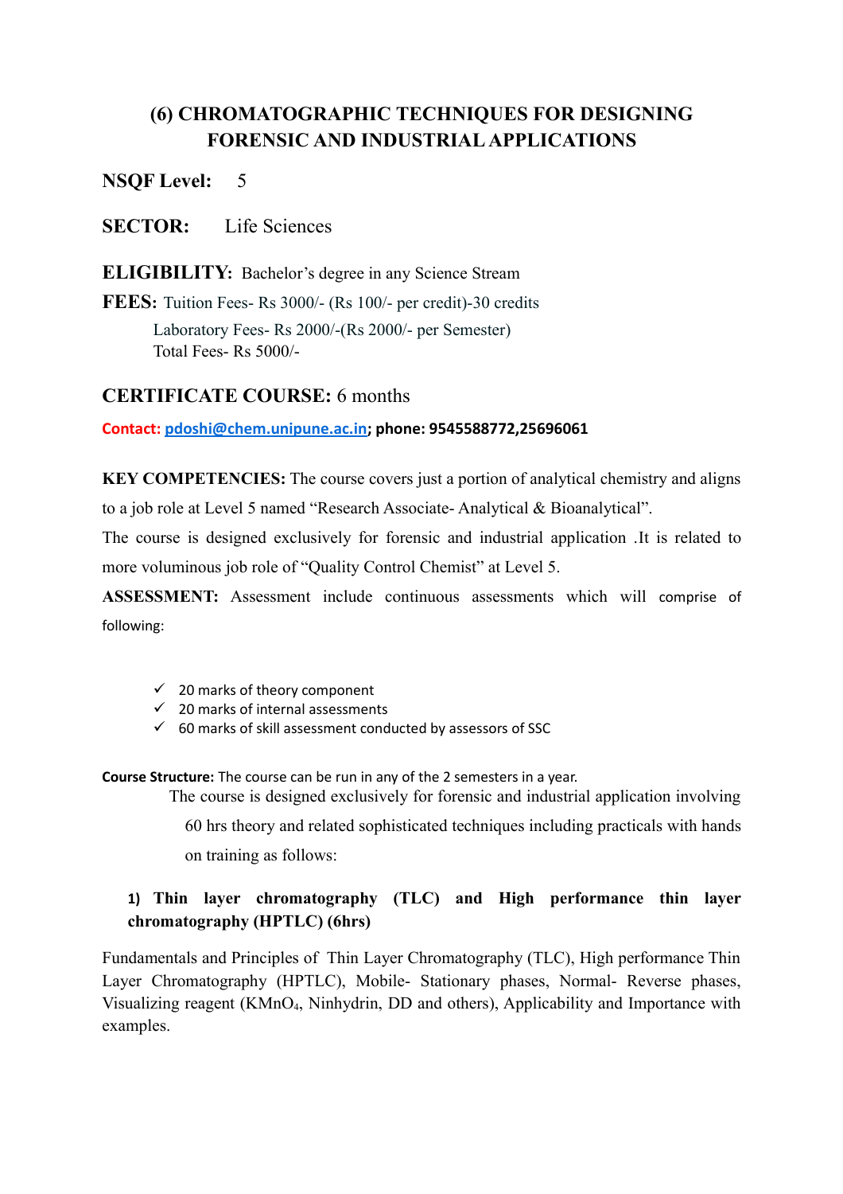# (6) CHROMATOGRAPHIC TECHNIQUES FOR DESIGNING FORENSIC AND INDUSTRIAL APPLICATIONS

**NSQF Level:** 5

**SECTOR:** Life Sciences

**ELIGIBILITY:** Bachelor's degree in any Science Stream

**FEES:** Tuition Fees- Rs 3000/- (Rs 100/- per credit)-30 credits

Laboratory Fees- Rs 2000/-(Rs 2000/- per Semester)
Total Fees- Rs 5000/-

**CERTIFICATE COURSE:** 6 months

**Contact:** pdoshi@chem.unipune.ac.in; **phone: 9545588772,25696061**

**KEY COMPETENCIES:** The course covers just a portion of analytical chemistry and aligns to a job role at Level 5 named "Research Associate- Analytical & Bioanalytical".

The course is designed exclusively for forensic and industrial application .It is related to more voluminous job role of "Quality Control Chemist" at Level 5.

**ASSESSMENT:** Assessment include continuous assessments which will comprise of following:

- ✓ 20 marks of theory component
- ✓ 20 marks of internal assessments
- ✓ 60 marks of skill assessment conducted by assessors of SSC

**Course Structure:** The course can be run in any of the 2 semesters in a year.

The course is designed exclusively for forensic and industrial application involving 60 hrs theory and related sophisticated techniques including practicals with hands on training as follows:

**1) Thin layer chromatography (TLC) and High performance thin layer chromatography (HPTLC) (6hrs)**

Fundamentals and Principles of Thin Layer Chromatography (TLC), High performance Thin Layer Chromatography (HPTLC), Mobile- Stationary phases, Normal- Reverse phases, Visualizing reagent ($KMnO_4$, Ninhydrin, DD and others), Applicability and Importance with examples.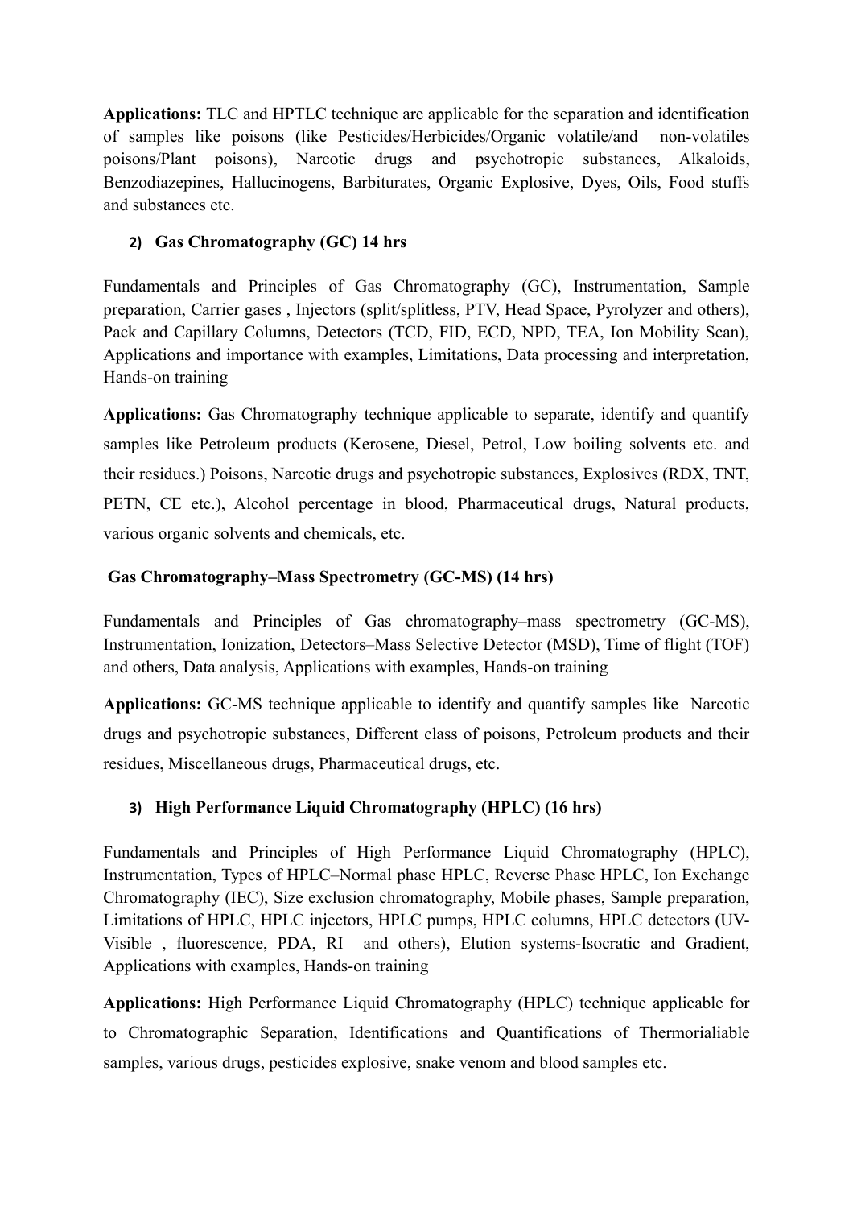**Applications:** TLC and HPTLC technique are applicable for the separation and identification of samples like poisons (like Pesticides/Herbicides/Organic volatile/and non-volatiles poisons/Plant poisons), Narcotic drugs and psychotropic substances, Alkaloids, Benzodiazepines, Hallucinogens, Barbiturates, Organic Explosive, Dyes, Oils, Food stuffs and substances etc.

### 2) Gas Chromatography (GC) 14 hrs

Fundamentals and Principles of Gas Chromatography (GC), Instrumentation, Sample preparation, Carrier gases , Injectors (split/splitless, PTV, Head Space, Pyrolyzer and others), Pack and Capillary Columns, Detectors (TCD, FID, ECD, NPD, TEA, Ion Mobility Scan), Applications and importance with examples, Limitations, Data processing and interpretation, Hands-on training

**Applications:** Gas Chromatography technique applicable to separate, identify and quantify samples like Petroleum products (Kerosene, Diesel, Petrol, Low boiling solvents etc. and their residues.) Poisons, Narcotic drugs and psychotropic substances, Explosives (RDX, TNT, PETN, CE etc.), Alcohol percentage in blood, Pharmaceutical drugs, Natural products, various organic solvents and chemicals, etc.

### Gas Chromatography–Mass Spectrometry (GC-MS) (14 hrs)

Fundamentals and Principles of Gas chromatography–mass spectrometry (GC-MS), Instrumentation, Ionization, Detectors–Mass Selective Detector (MSD), Time of flight (TOF) and others, Data analysis, Applications with examples, Hands-on training

**Applications:** GC-MS technique applicable to identify and quantify samples like Narcotic drugs and psychotropic substances, Different class of poisons, Petroleum products and their residues, Miscellaneous drugs, Pharmaceutical drugs, etc.

### 3) High Performance Liquid Chromatography (HPLC) (16 hrs)

Fundamentals and Principles of High Performance Liquid Chromatography (HPLC), Instrumentation, Types of HPLC–Normal phase HPLC, Reverse Phase HPLC, Ion Exchange Chromatography (IEC), Size exclusion chromatography, Mobile phases, Sample preparation, Limitations of HPLC, HPLC injectors, HPLC pumps, HPLC columns, HPLC detectors (UV-Visible , fluorescence, PDA, RI and others), Elution systems-Isocratic and Gradient, Applications with examples, Hands-on training

**Applications:** High Performance Liquid Chromatography (HPLC) technique applicable for to Chromatographic Separation, Identifications and Quantifications of Thermorialiable samples, various drugs, pesticides explosive, snake venom and blood samples etc.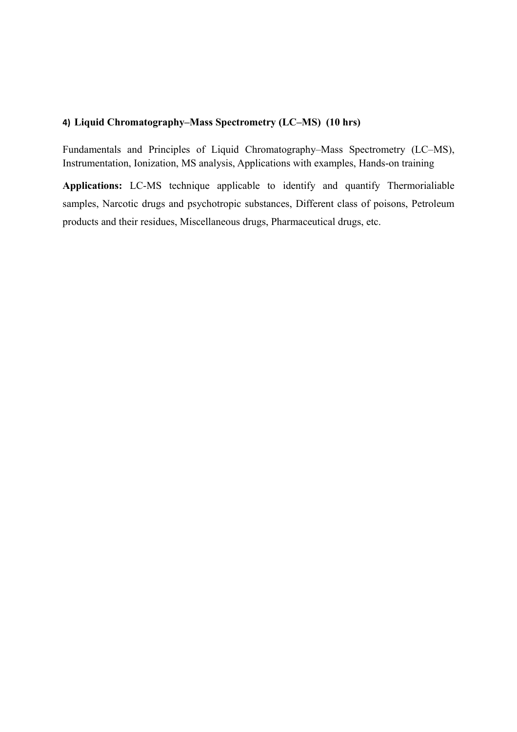#### 4) Liquid Chromatography–Mass Spectrometry (LC–MS) (10 hrs)

Fundamentals and Principles of Liquid Chromatography–Mass Spectrometry (LC–MS), Instrumentation, Ionization, MS analysis, Applications with examples, Hands-on training

**Applications:** LC-MS technique applicable to identify and quantify Thermorialiable samples, Narcotic drugs and psychotropic substances, Different class of poisons, Petroleum products and their residues, Miscellaneous drugs, Pharmaceutical drugs, etc.